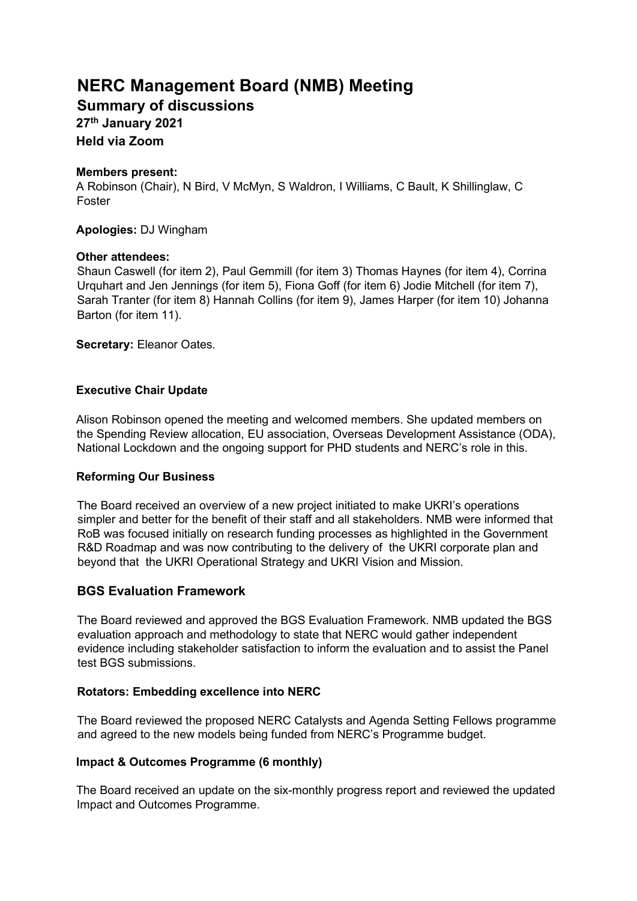# NERC Management Board (NMB) Meeting

## Summary of discussions

### 27th January 2021

### Held via Zoom

**Members present:**
A Robinson (Chair), N Bird, V McMyn, S Waldron, I Williams, C Bault, K Shillinglaw, C Foster

**Apologies:** DJ Wingham

**Other attendees:**
Shaun Caswell (for item 2), Paul Gemmill (for item 3) Thomas Haynes (for item 4), Corrina Urquhart and Jen Jennings (for item 5), Fiona Goff (for item 6) Jodie Mitchell (for item 7), Sarah Tranter (for item 8) Hannah Collins (for item 9), James Harper (for item 10) Johanna Barton (for item 11).

**Secretary:** Eleanor Oates.

**Executive Chair Update**

Alison Robinson opened the meeting and welcomed members. She updated members on the Spending Review allocation, EU association, Overseas Development Assistance (ODA), National Lockdown and the ongoing support for PHD students and NERC's role in this.

**Reforming Our Business**

The Board received an overview of a new project initiated to make UKRI's operations simpler and better for the benefit of their staff and all stakeholders. NMB were informed that RoB was focused initially on research funding processes as highlighted in the Government R&D Roadmap and was now contributing to the delivery of the UKRI corporate plan and beyond that the UKRI Operational Strategy and UKRI Vision and Mission.

## BGS Evaluation Framework

The Board reviewed and approved the BGS Evaluation Framework. NMB updated the BGS evaluation approach and methodology to state that NERC would gather independent evidence including stakeholder satisfaction to inform the evaluation and to assist the Panel test BGS submissions.

**Rotators: Embedding excellence into NERC**

The Board reviewed the proposed NERC Catalysts and Agenda Setting Fellows programme and agreed to the new models being funded from NERC's Programme budget.

**Impact & Outcomes Programme (6 monthly)**

The Board received an update on the six-monthly progress report and reviewed the updated Impact and Outcomes Programme.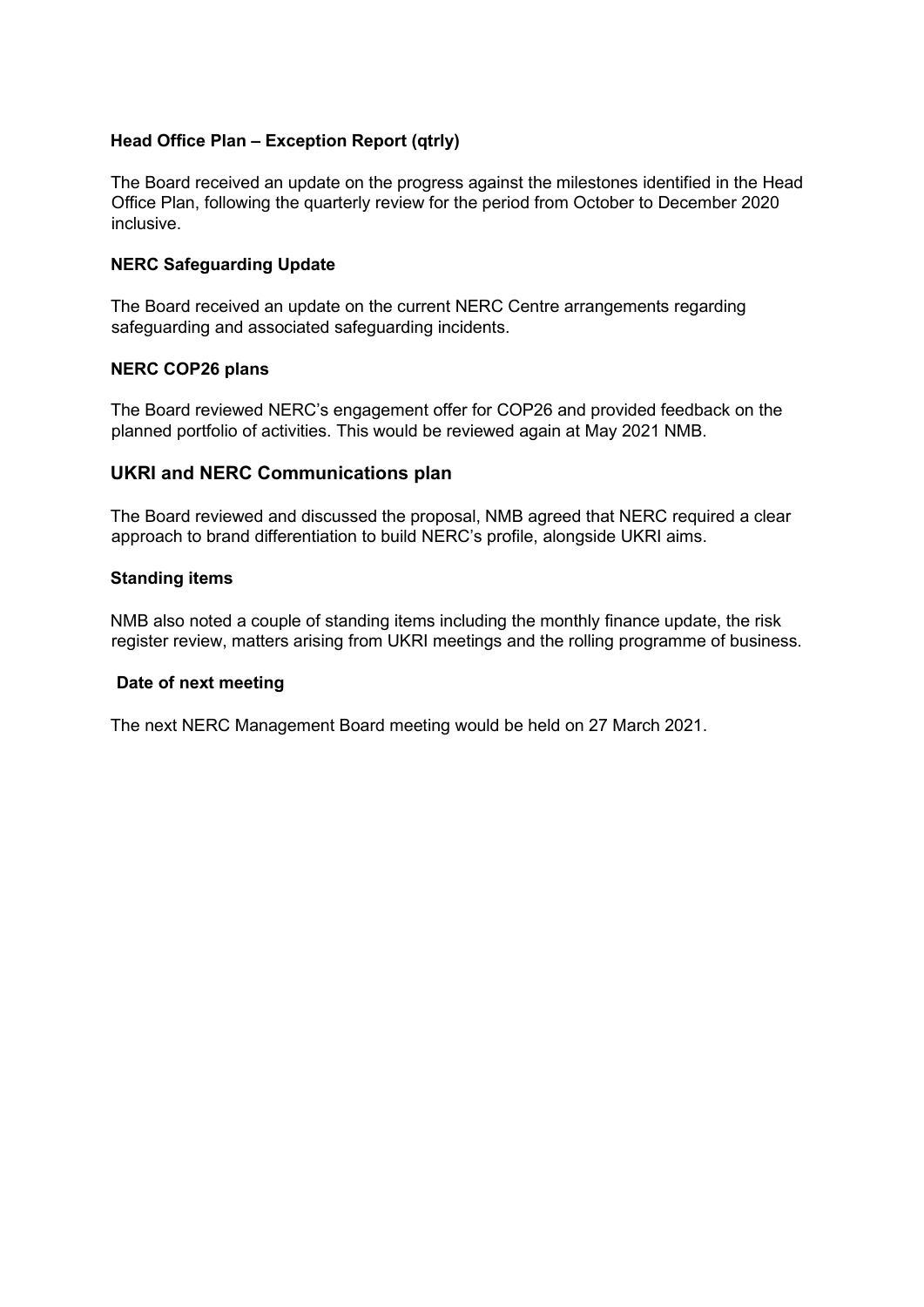**Head Office Plan – Exception Report (qtrly)**

The Board received an update on the progress against the milestones identified in the Head Office Plan, following the quarterly review for the period from October to December 2020 inclusive.

**NERC Safeguarding Update**

The Board received an update on the current NERC Centre arrangements regarding safeguarding and associated safeguarding incidents.

**NERC COP26 plans**

The Board reviewed NERC's engagement offer for COP26 and provided feedback on the planned portfolio of activities. This would be reviewed again at May 2021 NMB.

## UKRI and NERC Communications plan

The Board reviewed and discussed the proposal, NMB agreed that NERC required a clear approach to brand differentiation to build NERC's profile, alongside UKRI aims.

**Standing items**

NMB also noted a couple of standing items including the monthly finance update, the risk register review, matters arising from UKRI meetings and the rolling programme of business.

**Date of next meeting**

The next NERC Management Board meeting would be held on 27 March 2021.